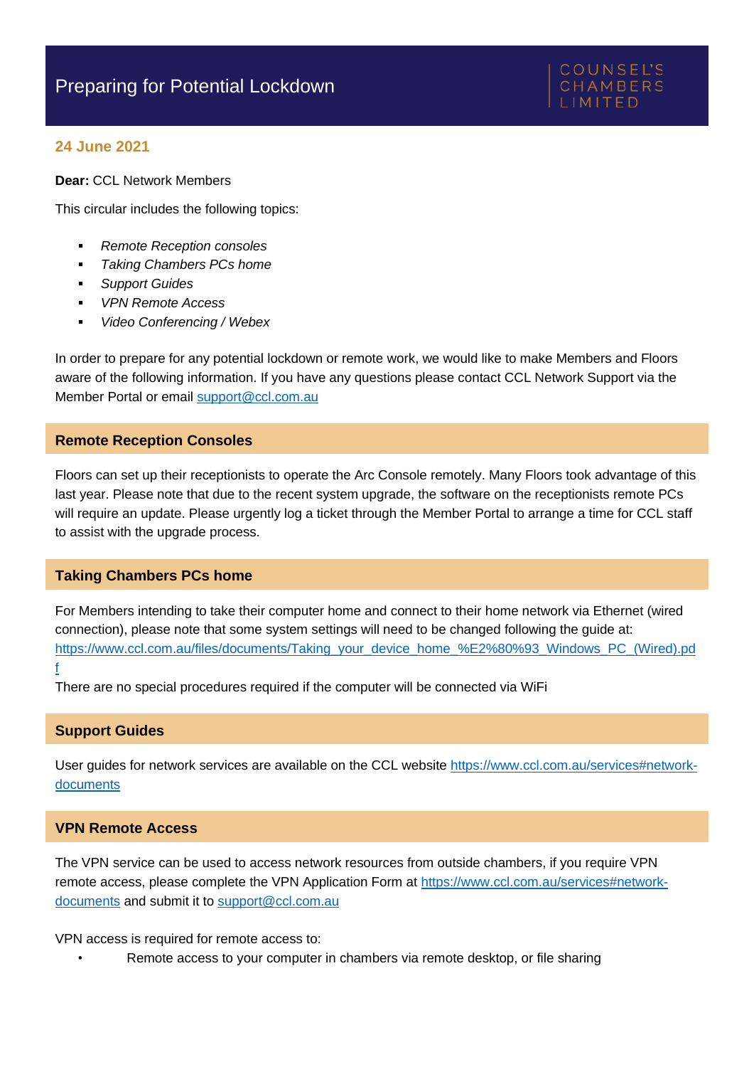# Preparing for Potential Lockdown

COUNSEL'S CHAMBERS LIMITED

**24 June 2021**

**Dear:** CCL Network Members

This circular includes the following topics:

- *Remote Reception consoles*
- *Taking Chambers PCs home*
- *Support Guides*
- *VPN Remote Access*
- *Video Conferencing / Webex*

In order to prepare for any potential lockdown or remote work, we would like to make Members and Floors aware of the following information. If you have any questions please contact CCL Network Support via the Member Portal or email support@ccl.com.au

## Remote Reception Consoles

Floors can set up their receptionists to operate the Arc Console remotely. Many Floors took advantage of this last year. Please note that due to the recent system upgrade, the software on the receptionists remote PCs will require an update. Please urgently log a ticket through the Member Portal to arrange a time for CCL staff to assist with the upgrade process.

## Taking Chambers PCs home

For Members intending to take their computer home and connect to their home network via Ethernet (wired connection), please note that some system settings will need to be changed following the guide at: https://www.ccl.com.au/files/documents/Taking_your_device_home_%E2%80%93_Windows_PC_(Wired).pdf

There are no special procedures required if the computer will be connected via WiFi

## Support Guides

User guides for network services are available on the CCL website https://www.ccl.com.au/services#network-documents

## VPN Remote Access

The VPN service can be used to access network resources from outside chambers, if you require VPN remote access, please complete the VPN Application Form at https://www.ccl.com.au/services#network-documents and submit it to support@ccl.com.au

VPN access is required for remote access to:

- Remote access to your computer in chambers via remote desktop, or file sharing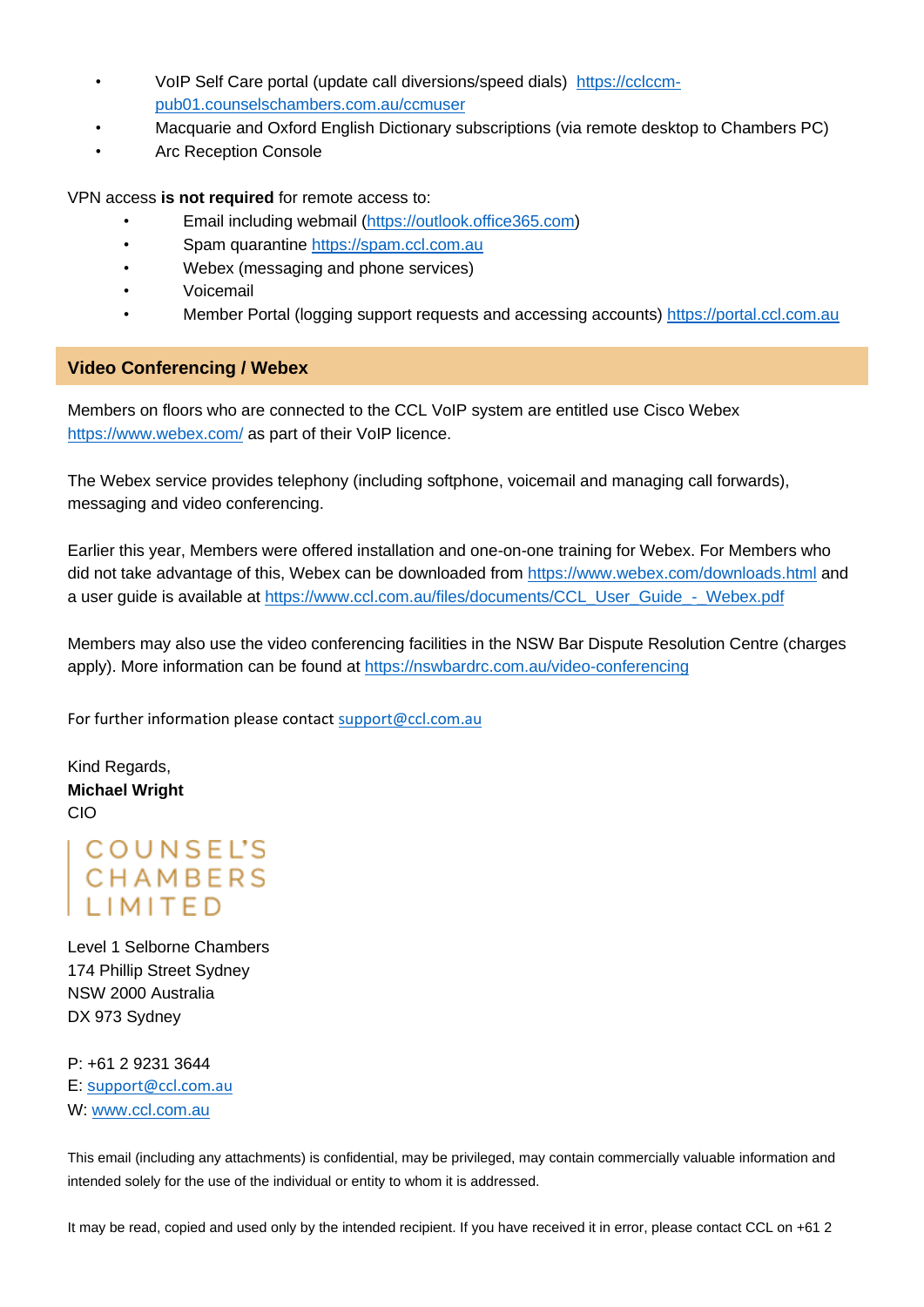- VoIP Self Care portal (update call diversions/speed dials) https://cclccm-pub01.counselschambers.com.au/ccmuser
- Macquarie and Oxford English Dictionary subscriptions (via remote desktop to Chambers PC)
- Arc Reception Console

VPN access **is not required** for remote access to:

- Email including webmail (https://outlook.office365.com)
- Spam quarantine https://spam.ccl.com.au
- Webex (messaging and phone services)
- Voicemail
- Member Portal (logging support requests and accessing accounts) https://portal.ccl.com.au

## Video Conferencing / Webex

Members on floors who are connected to the CCL VoIP system are entitled use Cisco Webex https://www.webex.com/ as part of their VoIP licence.

The Webex service provides telephony (including softphone, voicemail and managing call forwards), messaging and video conferencing.

Earlier this year, Members were offered installation and one-on-one training for Webex. For Members who did not take advantage of this, Webex can be downloaded from https://www.webex.com/downloads.html and a user guide is available at https://www.ccl.com.au/files/documents/CCL_User_Guide_-_Webex.pdf

Members may also use the video conferencing facilities in the NSW Bar Dispute Resolution Centre (charges apply). More information can be found at https://nswbardrc.com.au/video-conferencing

For further information please contact support@ccl.com.au

Kind Regards,
**Michael Wright**
CIO

COUNSEL'S CHAMBERS LIMITED

Level 1 Selborne Chambers
174 Phillip Street Sydney
NSW 2000 Australia
DX 973 Sydney

P: +61 2 9231 3644
E: support@ccl.com.au
W: www.ccl.com.au

This email (including any attachments) is confidential, may be privileged, may contain commercially valuable information and intended solely for the use of the individual or entity to whom it is addressed.

It may be read, copied and used only by the intended recipient. If you have received it in error, please contact CCL on +61 2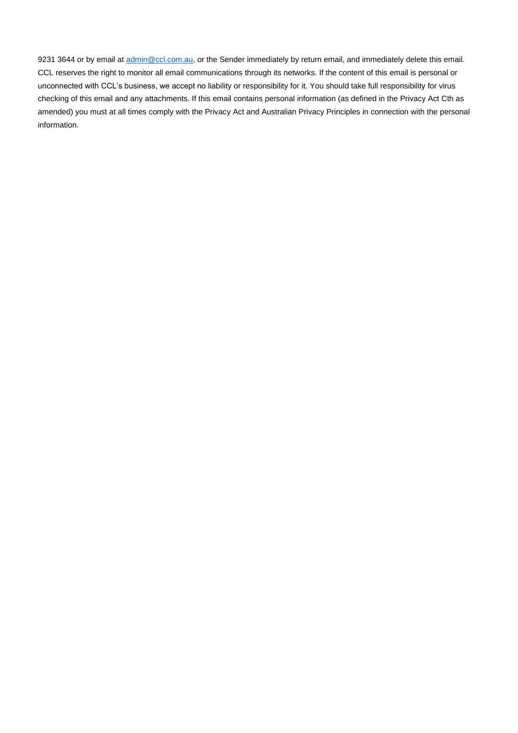9231 3644 or by email at admin@ccl.com.au, or the Sender immediately by return email, and immediately delete this email. CCL reserves the right to monitor all email communications through its networks. If the content of this email is personal or unconnected with CCL's business, we accept no liability or responsibility for it. You should take full responsibility for virus checking of this email and any attachments. If this email contains personal information (as defined in the Privacy Act Cth as amended) you must at all times comply with the Privacy Act and Australian Privacy Principles in connection with the personal information.